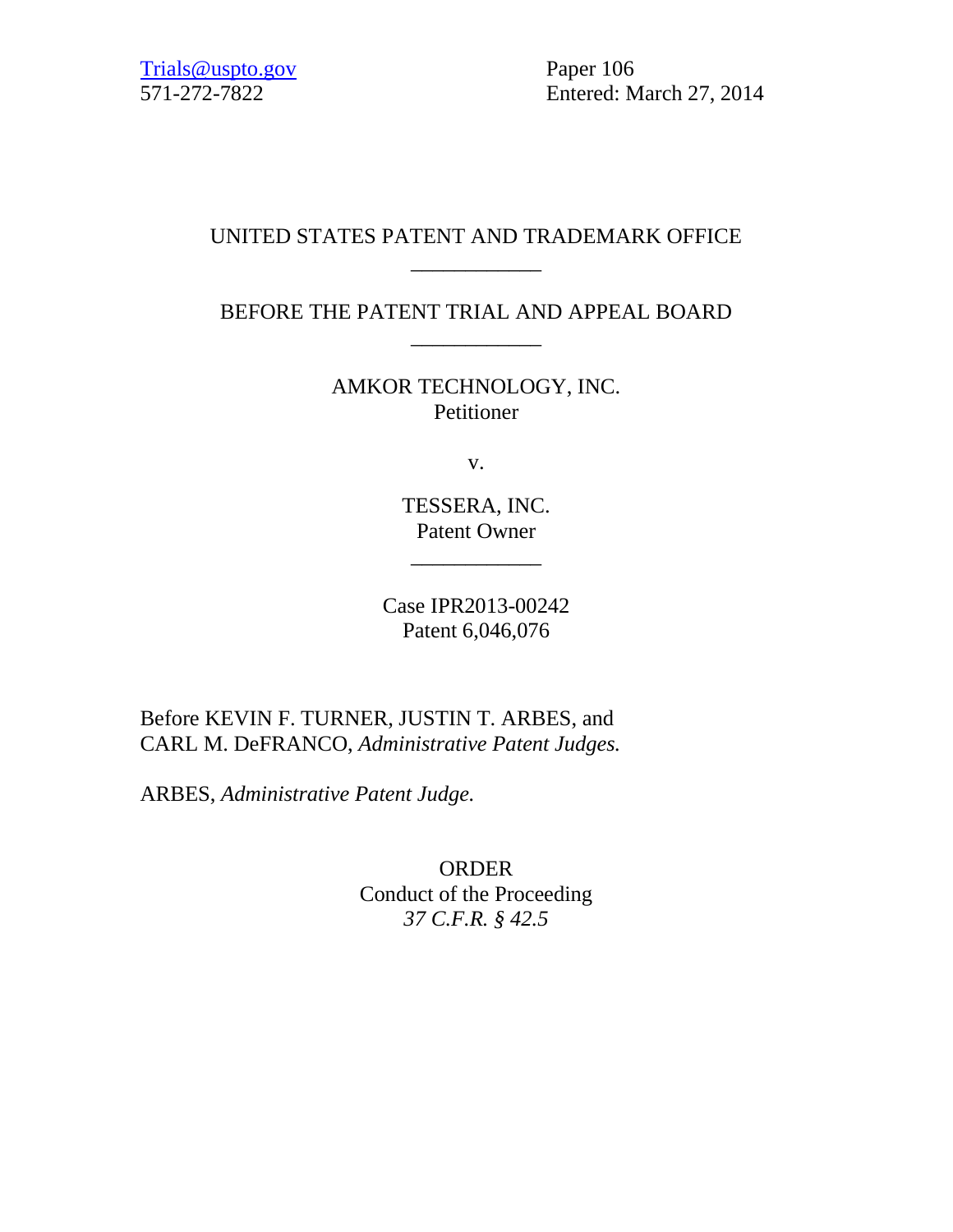Trials@uspto.gov
571-272-7822

Paper 106
Entered: March 27, 2014

UNITED STATES PATENT AND TRADEMARK OFFICE

\_\_\_\_\_\_\_\_\_\_\_\_

BEFORE THE PATENT TRIAL AND APPEAL BOARD

\_\_\_\_\_\_\_\_\_\_\_\_

AMKOR TECHNOLOGY, INC.
Petitioner

v.

TESSERA, INC.
Patent Owner

\_\_\_\_\_\_\_\_\_\_\_\_

Case IPR2013-00242
Patent 6,046,076

Before KEVIN F. TURNER, JUSTIN T. ARBES, and CARL M. DeFRANCO, *Administrative Patent Judges.*

ARBES, *Administrative Patent Judge.*

ORDER
Conduct of the Proceeding
*37 C.F.R. § 42.5*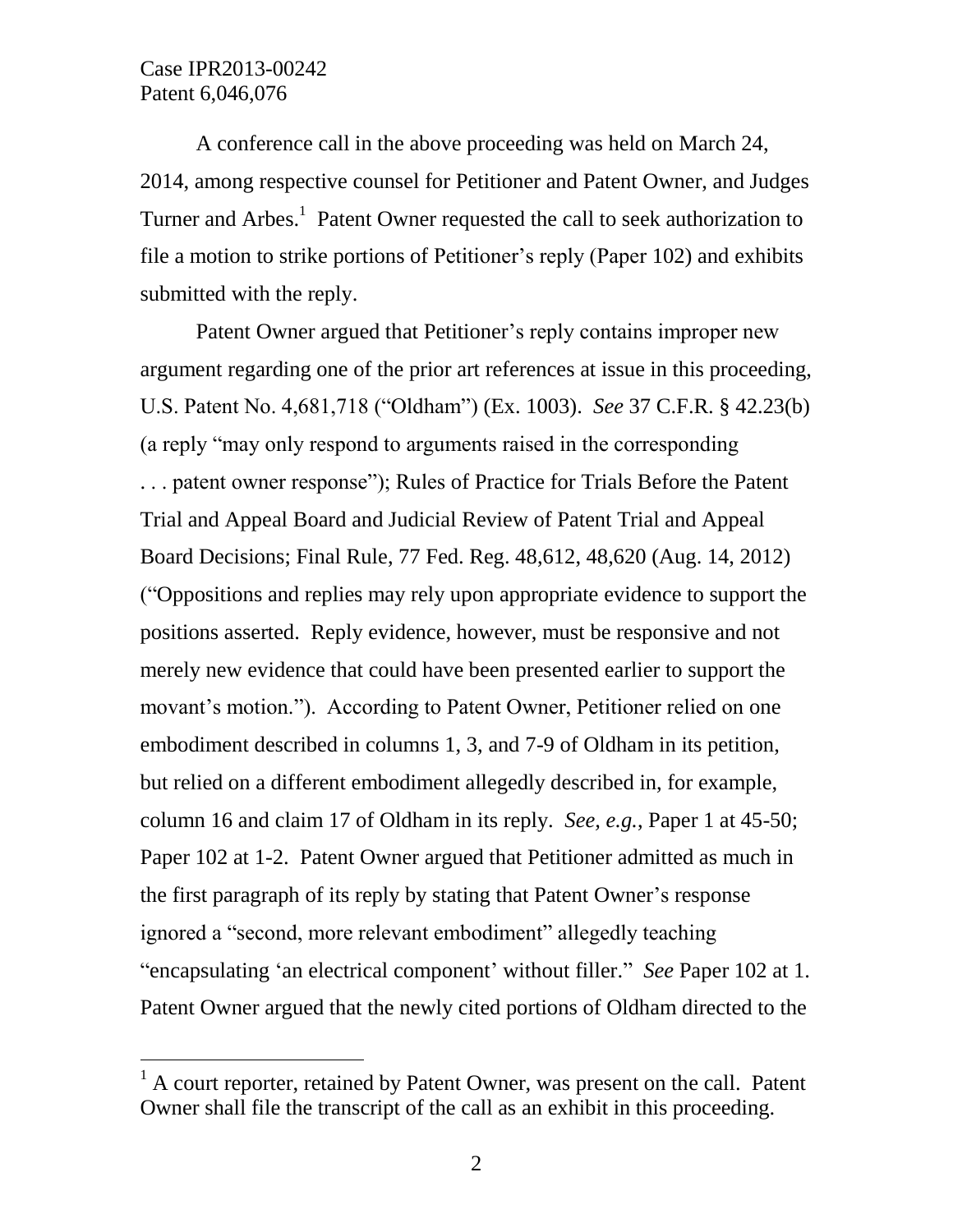A conference call in the above proceeding was held on March 24, 2014, among respective counsel for Petitioner and Patent Owner, and Judges Turner and Arbes.[1] Patent Owner requested the call to seek authorization to file a motion to strike portions of Petitioner's reply (Paper 102) and exhibits submitted with the reply.

Patent Owner argued that Petitioner's reply contains improper new argument regarding one of the prior art references at issue in this proceeding, U.S. Patent No. 4,681,718 ("Oldham") (Ex. 1003). *See* 37 C.F.R. § 42.23(b) (a reply "may only respond to arguments raised in the corresponding . . . patent owner response"); Rules of Practice for Trials Before the Patent Trial and Appeal Board and Judicial Review of Patent Trial and Appeal Board Decisions; Final Rule, 77 Fed. Reg. 48,612, 48,620 (Aug. 14, 2012) ("Oppositions and replies may rely upon appropriate evidence to support the positions asserted. Reply evidence, however, must be responsive and not merely new evidence that could have been presented earlier to support the movant's motion."). According to Patent Owner, Petitioner relied on one embodiment described in columns 1, 3, and 7-9 of Oldham in its petition, but relied on a different embodiment allegedly described in, for example, column 16 and claim 17 of Oldham in its reply. *See, e.g.*, Paper 1 at 45-50; Paper 102 at 1-2. Patent Owner argued that Petitioner admitted as much in the first paragraph of its reply by stating that Patent Owner's response ignored a "second, more relevant embodiment" allegedly teaching "encapsulating 'an electrical component' without filler." *See* Paper 102 at 1. Patent Owner argued that the newly cited portions of Oldham directed to the

[1] A court reporter, retained by Patent Owner, was present on the call. Patent Owner shall file the transcript of the call as an exhibit in this proceeding.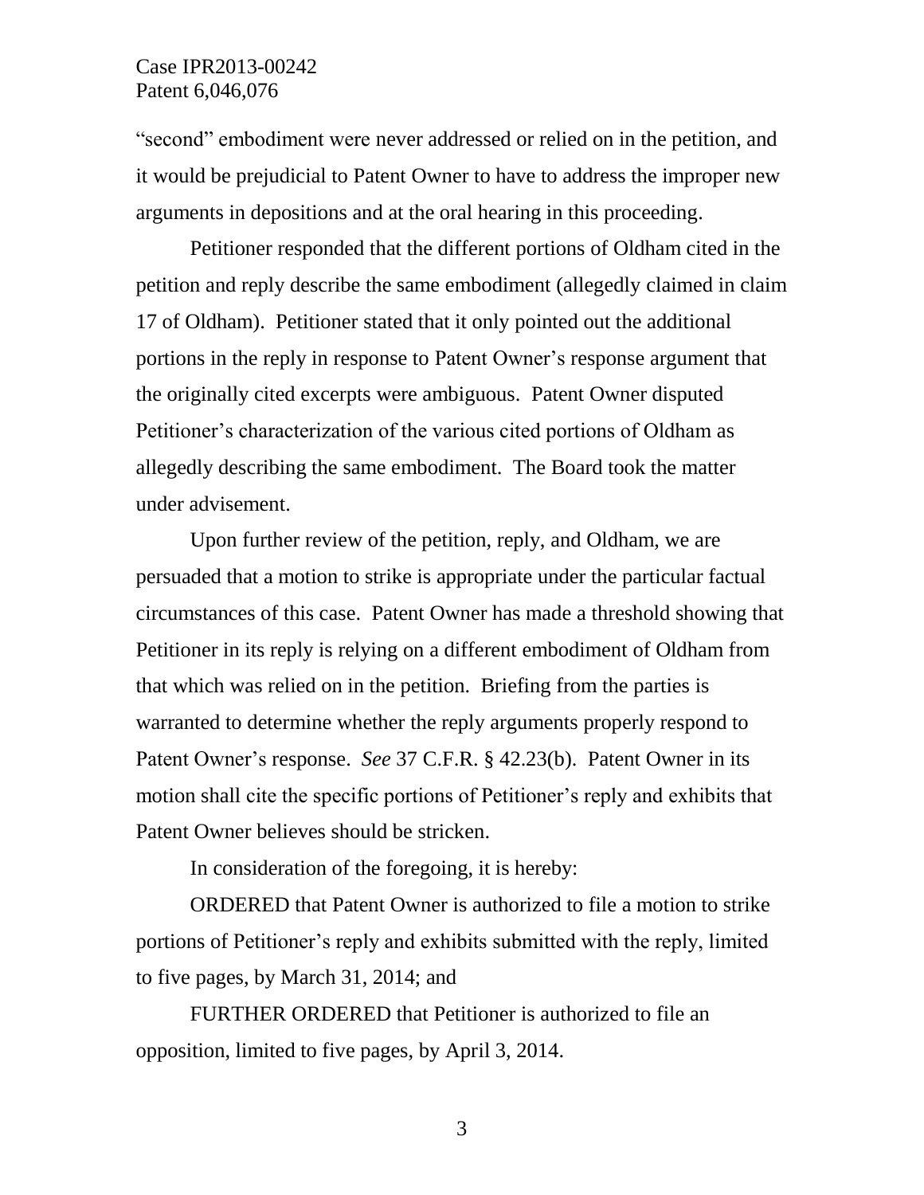"second" embodiment were never addressed or relied on in the petition, and it would be prejudicial to Patent Owner to have to address the improper new arguments in depositions and at the oral hearing in this proceeding.

Petitioner responded that the different portions of Oldham cited in the petition and reply describe the same embodiment (allegedly claimed in claim 17 of Oldham). Petitioner stated that it only pointed out the additional portions in the reply in response to Patent Owner's response argument that the originally cited excerpts were ambiguous. Patent Owner disputed Petitioner's characterization of the various cited portions of Oldham as allegedly describing the same embodiment. The Board took the matter under advisement.

Upon further review of the petition, reply, and Oldham, we are persuaded that a motion to strike is appropriate under the particular factual circumstances of this case. Patent Owner has made a threshold showing that Petitioner in its reply is relying on a different embodiment of Oldham from that which was relied on in the petition. Briefing from the parties is warranted to determine whether the reply arguments properly respond to Patent Owner's response. *See* 37 C.F.R. § 42.23(b). Patent Owner in its motion shall cite the specific portions of Petitioner's reply and exhibits that Patent Owner believes should be stricken.

In consideration of the foregoing, it is hereby:

ORDERED that Patent Owner is authorized to file a motion to strike portions of Petitioner's reply and exhibits submitted with the reply, limited to five pages, by March 31, 2014; and

FURTHER ORDERED that Petitioner is authorized to file an opposition, limited to five pages, by April 3, 2014.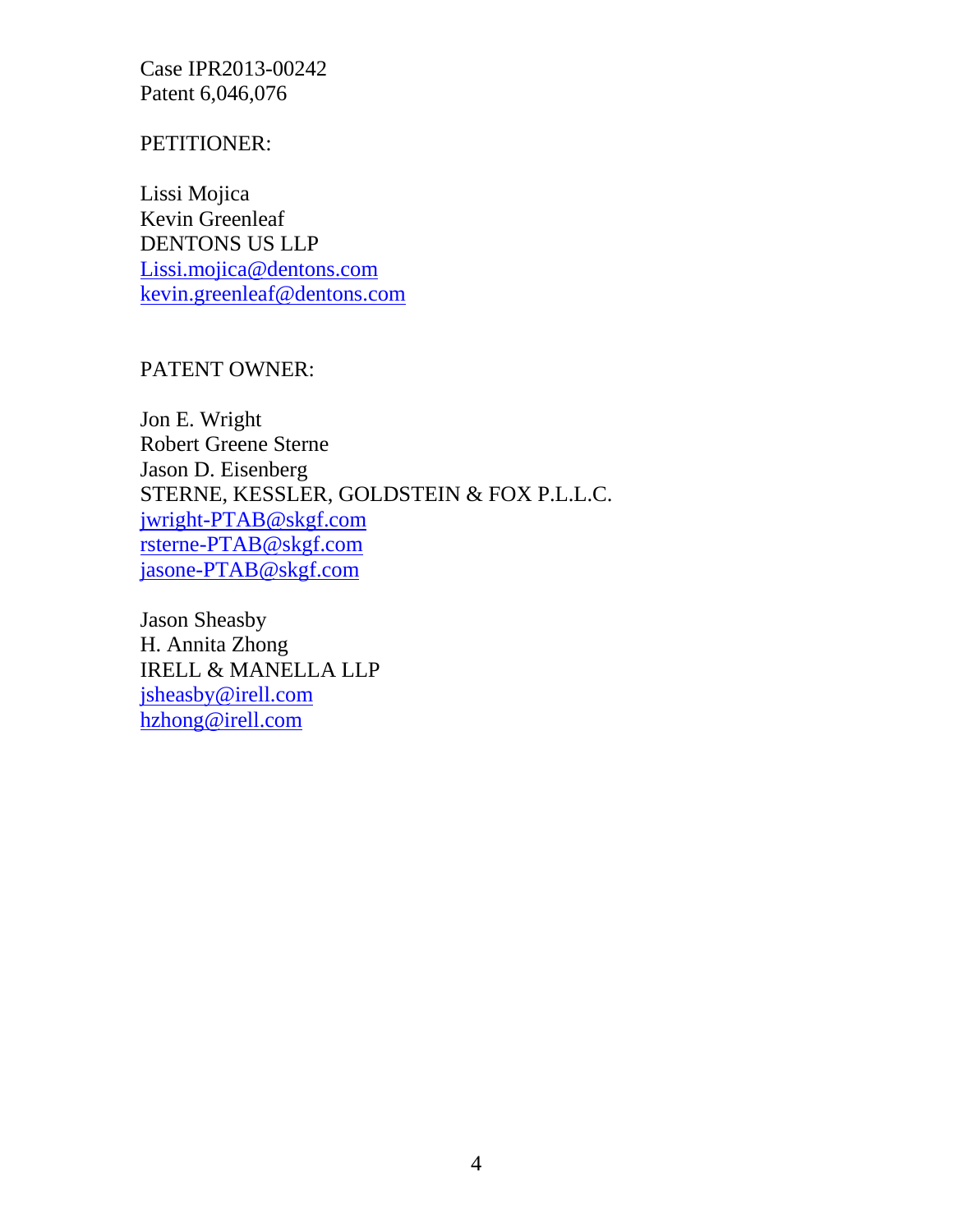Case IPR2013-00242
Patent 6,046,076

PETITIONER:

Lissi Mojica
Kevin Greenleaf
DENTONS US LLP
Lissi.mojica@dentons.com
kevin.greenleaf@dentons.com

PATENT OWNER:

Jon E. Wright
Robert Greene Sterne
Jason D. Eisenberg
STERNE, KESSLER, GOLDSTEIN & FOX P.L.L.C.
jwright-PTAB@skgf.com
rsterne-PTAB@skgf.com
jasone-PTAB@skgf.com

Jason Sheasby
H. Annita Zhong
IRELL & MANELLA LLP
jsheasby@irell.com
hzhong@irell.com